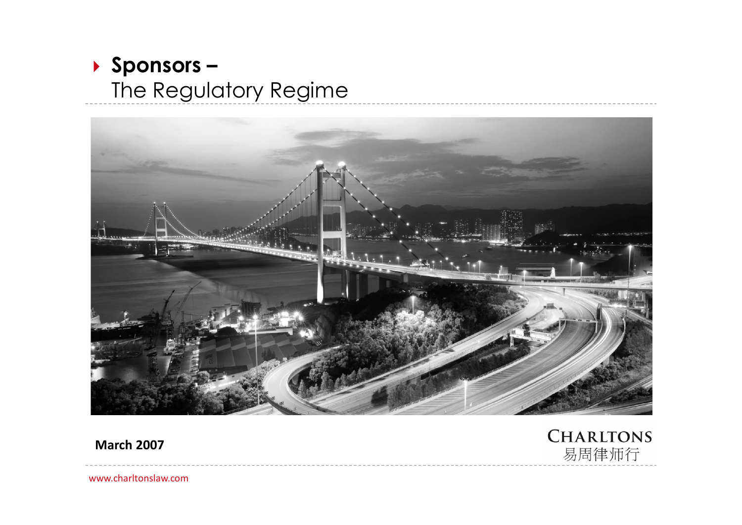# Sponsors –
## The Regulatory Regime

**March 2007**

CHARLTONS
易周律师行

www.charltonslaw.com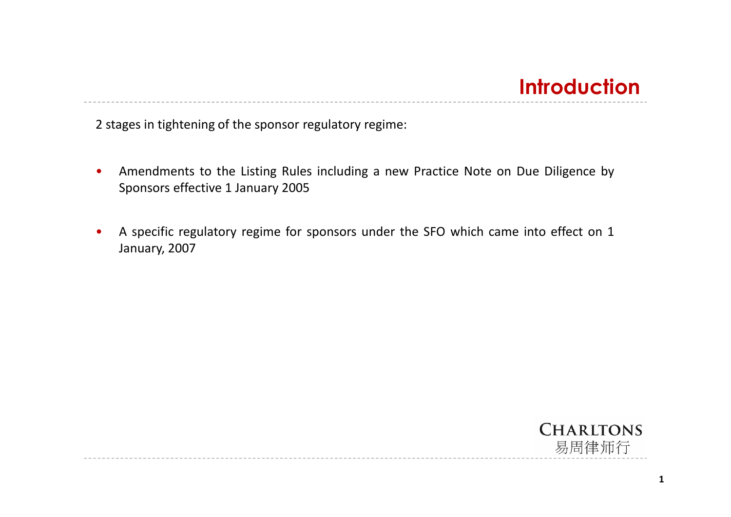# Introduction

2 stages in tightening of the sponsor regulatory regime:

- Amendments to the Listing Rules including a new Practice Note on Due Diligence by Sponsors effective 1 January 2005
- A specific regulatory regime for sponsors under the SFO which came into effect on 1 January, 2007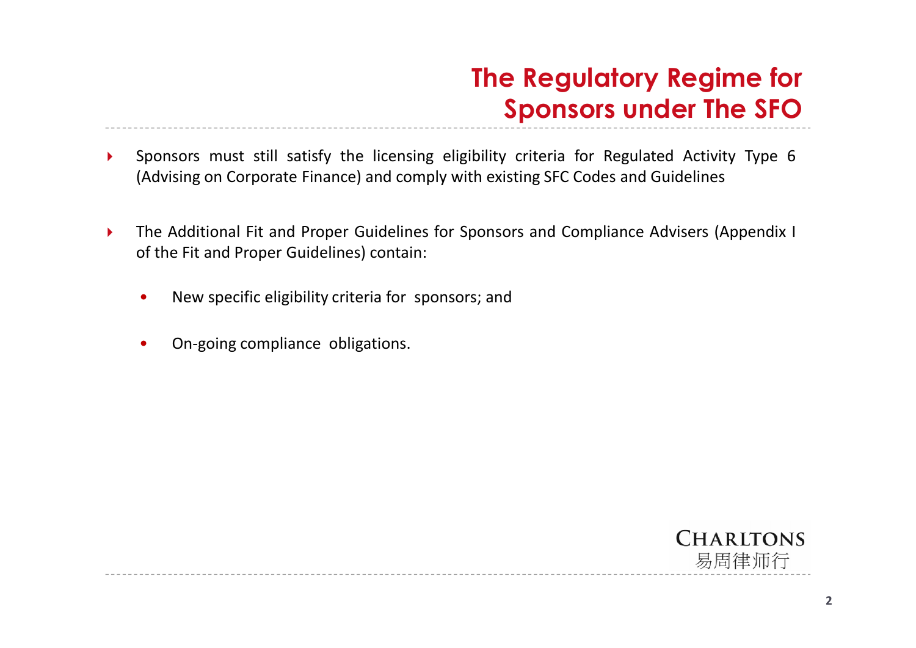# The Regulatory Regime for Sponsors under The SFO

- Sponsors must still satisfy the licensing eligibility criteria for Regulated Activity Type 6 (Advising on Corporate Finance) and comply with existing SFC Codes and Guidelines

- The Additional Fit and Proper Guidelines for Sponsors and Compliance Advisers (Appendix I of the Fit and Proper Guidelines) contain:

  - New specific eligibility criteria for sponsors; and

  - On-going compliance obligations.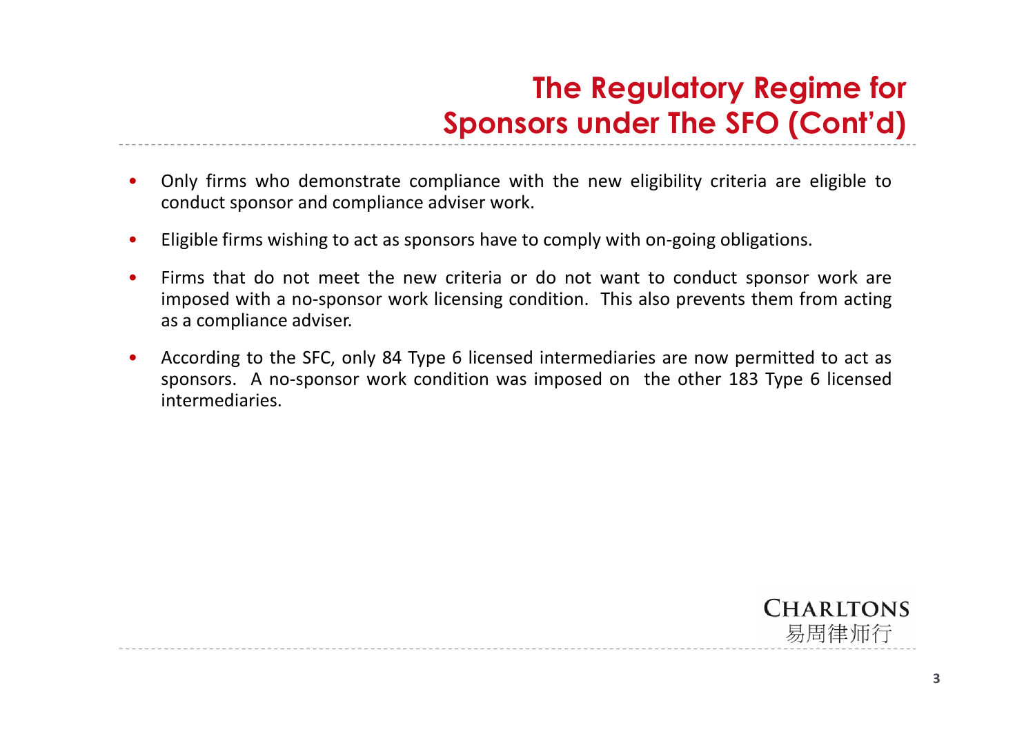# The Regulatory Regime for Sponsors under The SFO (Cont'd)

- Only firms who demonstrate compliance with the new eligibility criteria are eligible to conduct sponsor and compliance adviser work.
- Eligible firms wishing to act as sponsors have to comply with on-going obligations.
- Firms that do not meet the new criteria or do not want to conduct sponsor work are imposed with a no-sponsor work licensing condition. This also prevents them from acting as a compliance adviser.
- According to the SFC, only 84 Type 6 licensed intermediaries are now permitted to act as sponsors. A no-sponsor work condition was imposed on the other 183 Type 6 licensed intermediaries.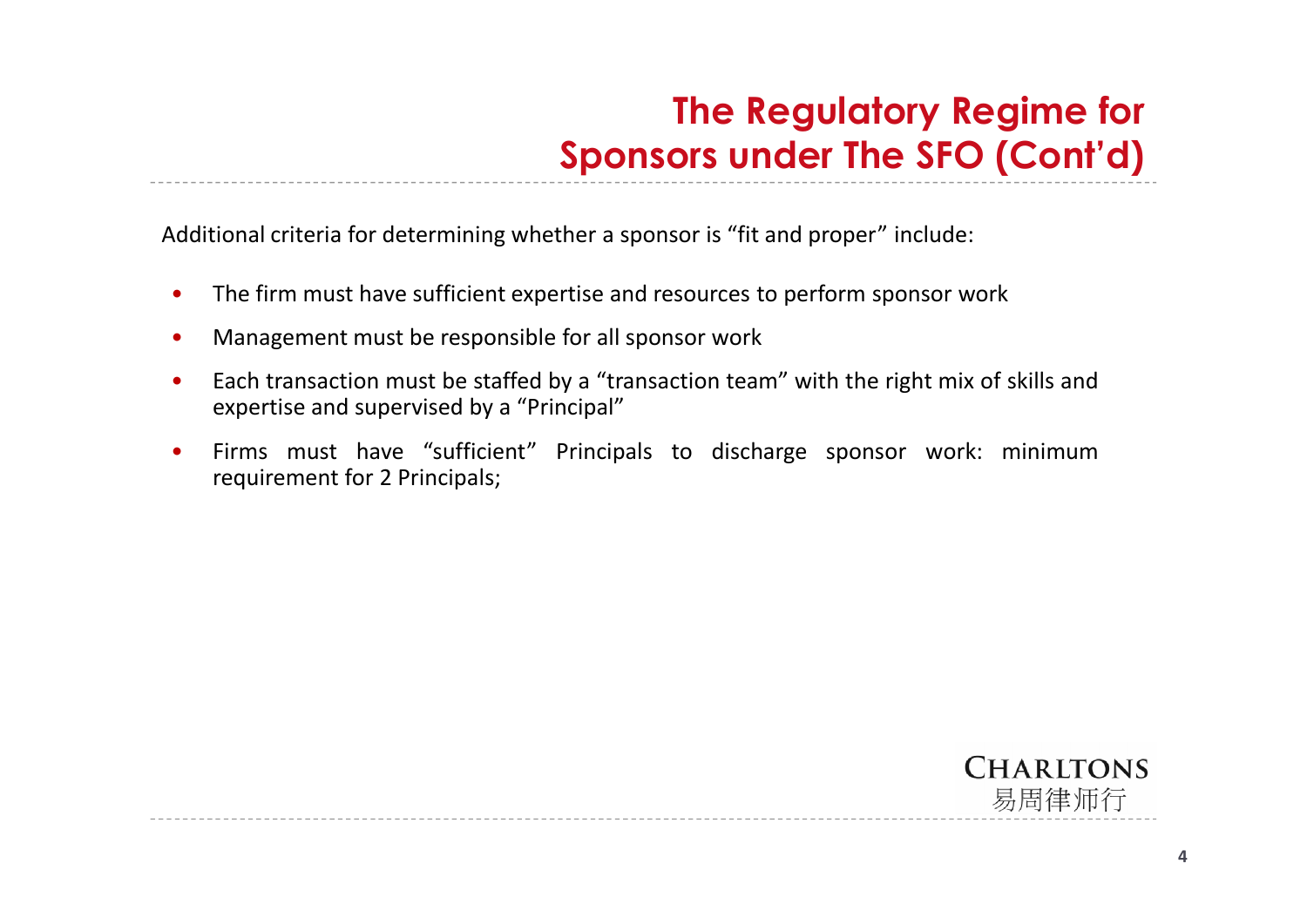# The Regulatory Regime for Sponsors under The SFO (Cont'd)

Additional criteria for determining whether a sponsor is "fit and proper" include:

- The firm must have sufficient expertise and resources to perform sponsor work
- Management must be responsible for all sponsor work
- Each transaction must be staffed by a "transaction team" with the right mix of skills and expertise and supervised by a "Principal"
- Firms must have "sufficient" Principals to discharge sponsor work: minimum requirement for 2 Principals;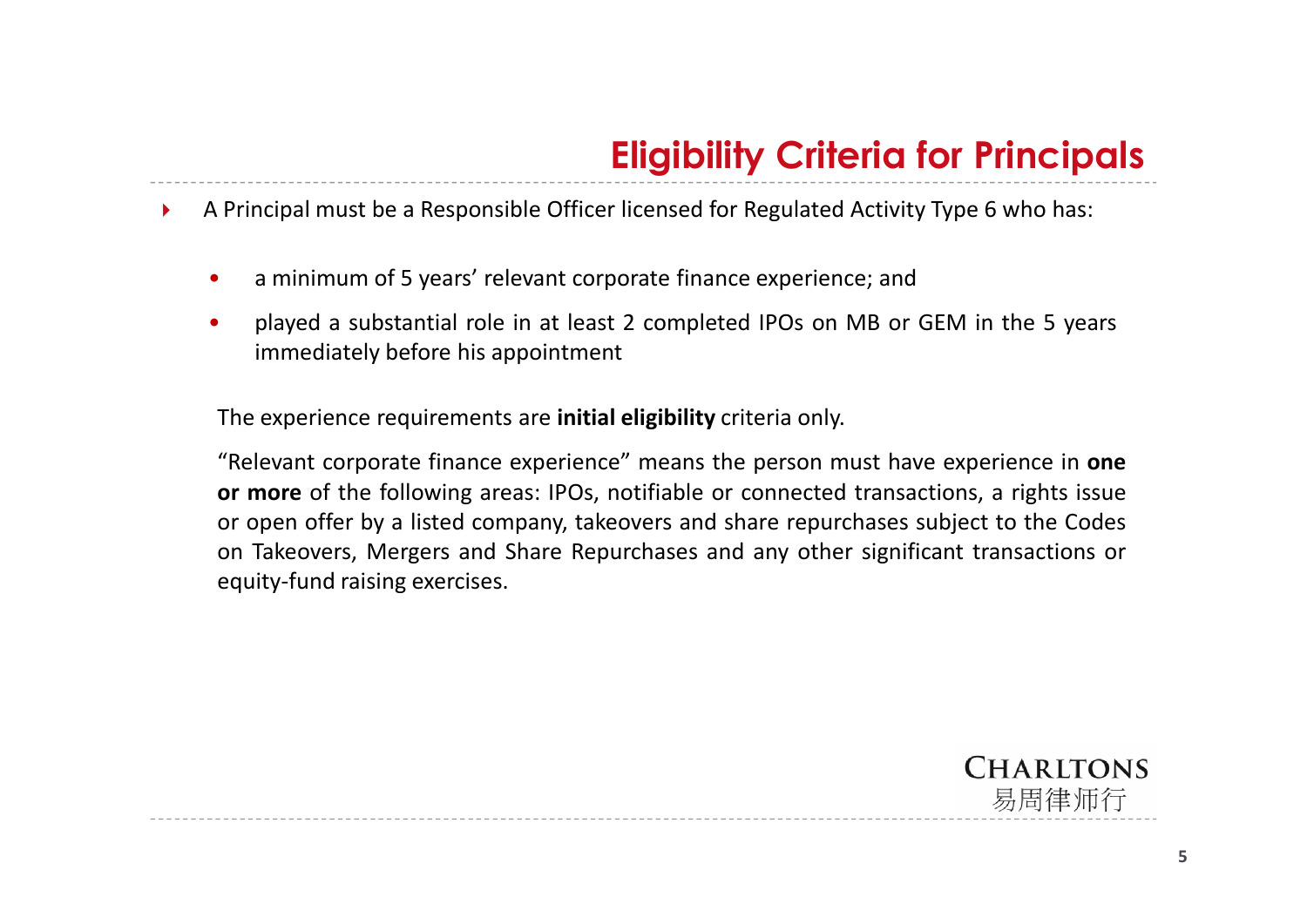# Eligibility Criteria for Principals

- A Principal must be a Responsible Officer licensed for Regulated Activity Type 6 who has:
  - a minimum of 5 years' relevant corporate finance experience; and
  - played a substantial role in at least 2 completed IPOs on MB or GEM in the 5 years immediately before his appointment

The experience requirements are **initial eligibility** criteria only.

"Relevant corporate finance experience" means the person must have experience in **one or more** of the following areas: IPOs, notifiable or connected transactions, a rights issue or open offer by a listed company, takeovers and share repurchases subject to the Codes on Takeovers, Mergers and Share Repurchases and any other significant transactions or equity-fund raising exercises.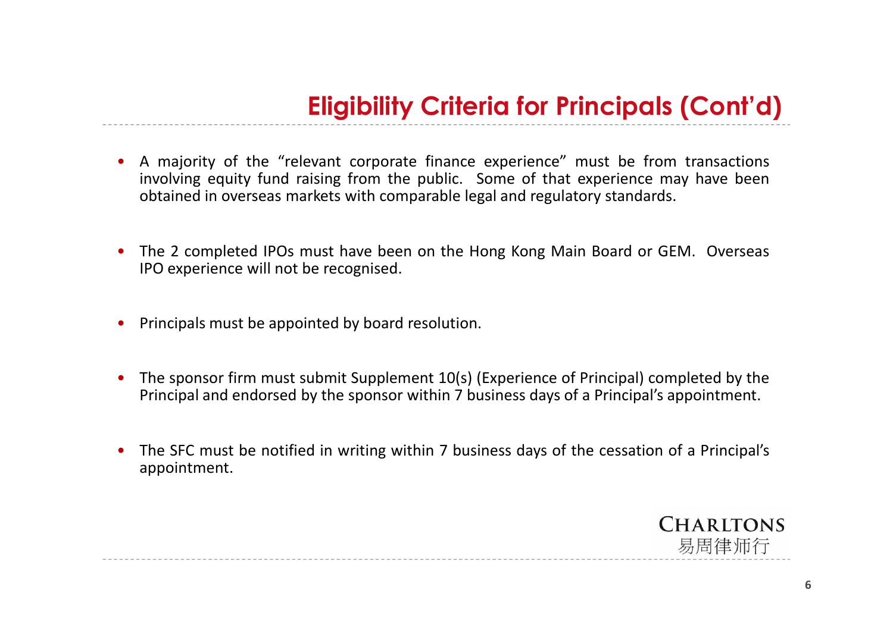# Eligibility Criteria for Principals (Cont'd)

- A majority of the "relevant corporate finance experience" must be from transactions involving equity fund raising from the public. Some of that experience may have been obtained in overseas markets with comparable legal and regulatory standards.

- The 2 completed IPOs must have been on the Hong Kong Main Board or GEM. Overseas IPO experience will not be recognised.

- Principals must be appointed by board resolution.

- The sponsor firm must submit Supplement 10(s) (Experience of Principal) completed by the Principal and endorsed by the sponsor within 7 business days of a Principal's appointment.

- The SFC must be notified in writing within 7 business days of the cessation of a Principal's appointment.

CHARLTONS
易周律师行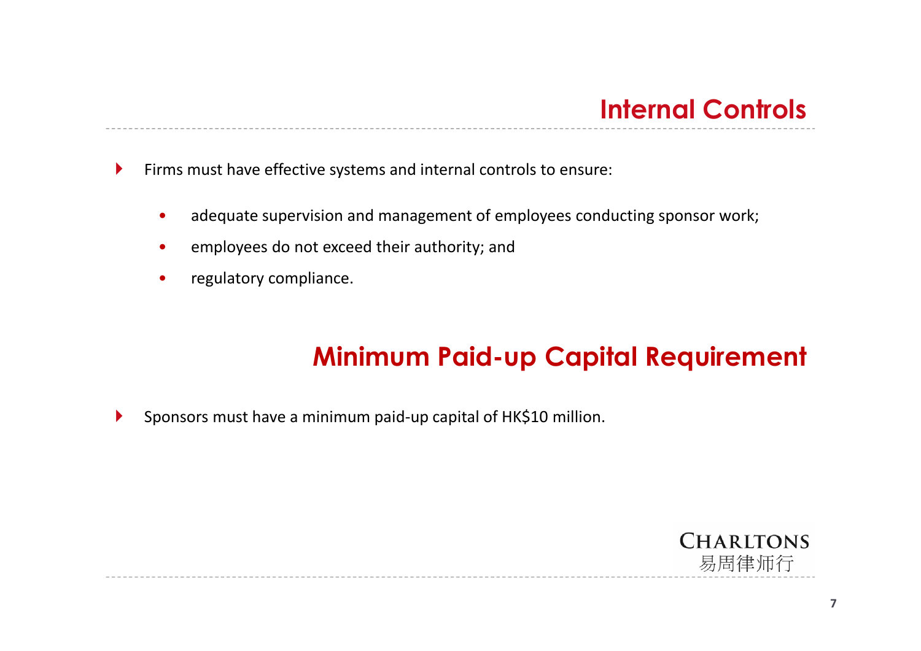## Internal Controls

- Firms must have effective systems and internal controls to ensure:
  - adequate supervision and management of employees conducting sponsor work;
  - employees do not exceed their authority; and
  - regulatory compliance.

## Minimum Paid-up Capital Requirement

- Sponsors must have a minimum paid-up capital of HK$10 million.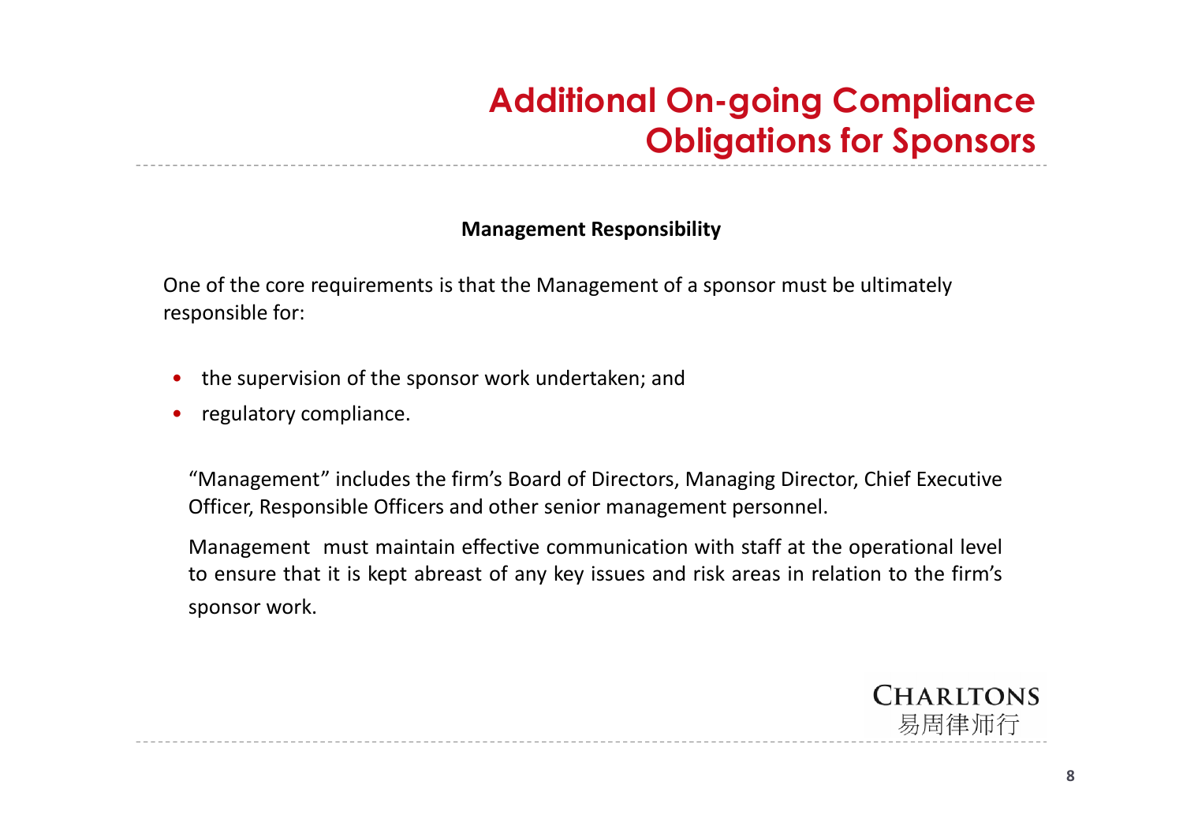# Additional On-going Compliance Obligations for Sponsors

**Management Responsibility**

One of the core requirements is that the Management of a sponsor must be ultimately responsible for:

- the supervision of the sponsor work undertaken; and
- regulatory compliance.

"Management" includes the firm's Board of Directors, Managing Director, Chief Executive Officer, Responsible Officers and other senior management personnel.

Management must maintain effective communication with staff at the operational level to ensure that it is kept abreast of any key issues and risk areas in relation to the firm's sponsor work.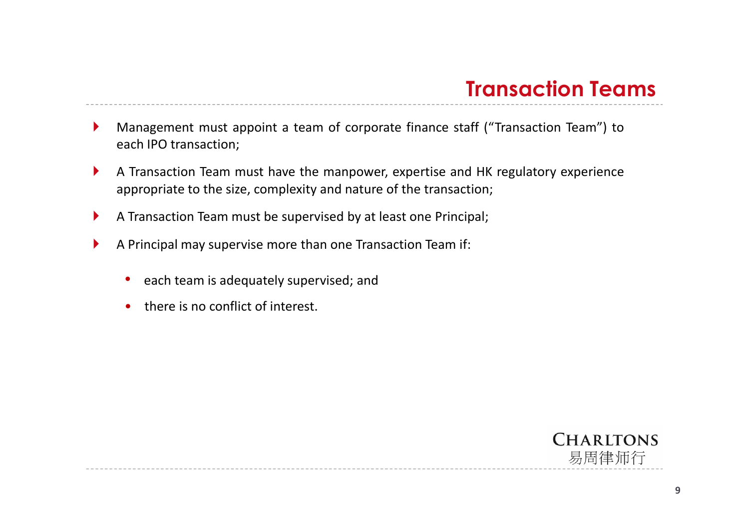# Transaction Teams

- Management must appoint a team of corporate finance staff ("Transaction Team") to each IPO transaction;
- A Transaction Team must have the manpower, expertise and HK regulatory experience appropriate to the size, complexity and nature of the transaction;
- A Transaction Team must be supervised by at least one Principal;
- A Principal may supervise more than one Transaction Team if:
  - each team is adequately supervised; and
  - there is no conflict of interest.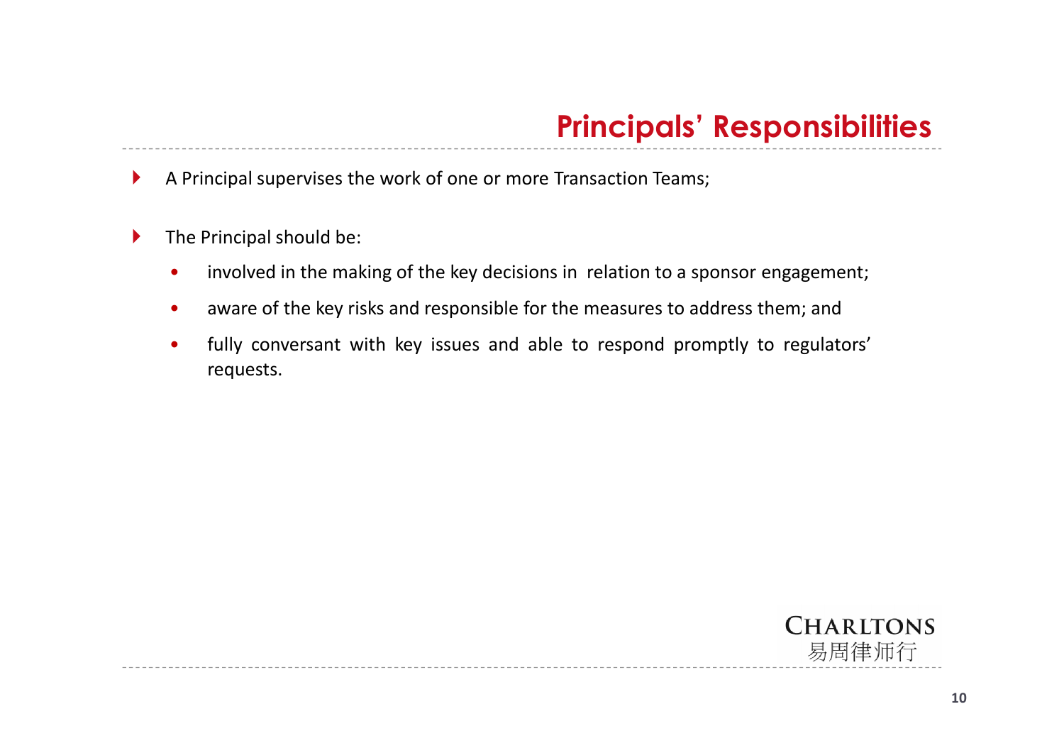# Principals' Responsibilities

- A Principal supervises the work of one or more Transaction Teams;
- The Principal should be:
  - involved in the making of the key decisions in relation to a sponsor engagement;
  - aware of the key risks and responsible for the measures to address them; and
  - fully conversant with key issues and able to respond promptly to regulators' requests.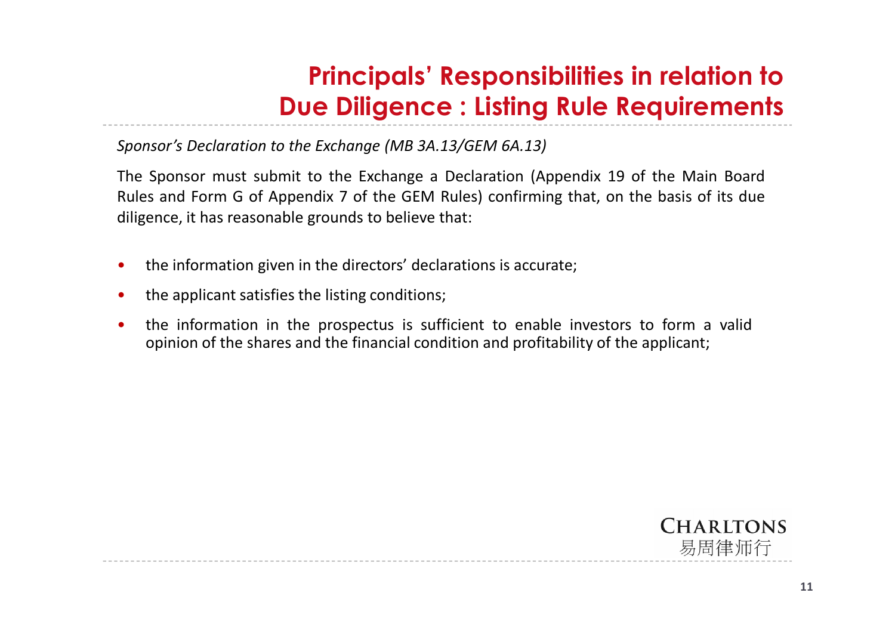# Principals' Responsibilities in relation to Due Diligence : Listing Rule Requirements

*Sponsor's Declaration to the Exchange (MB 3A.13/GEM 6A.13)*

The Sponsor must submit to the Exchange a Declaration (Appendix 19 of the Main Board Rules and Form G of Appendix 7 of the GEM Rules) confirming that, on the basis of its due diligence, it has reasonable grounds to believe that:

- the information given in the directors' declarations is accurate;
- the applicant satisfies the listing conditions;
- the information in the prospectus is sufficient to enable investors to form a valid opinion of the shares and the financial condition and profitability of the applicant;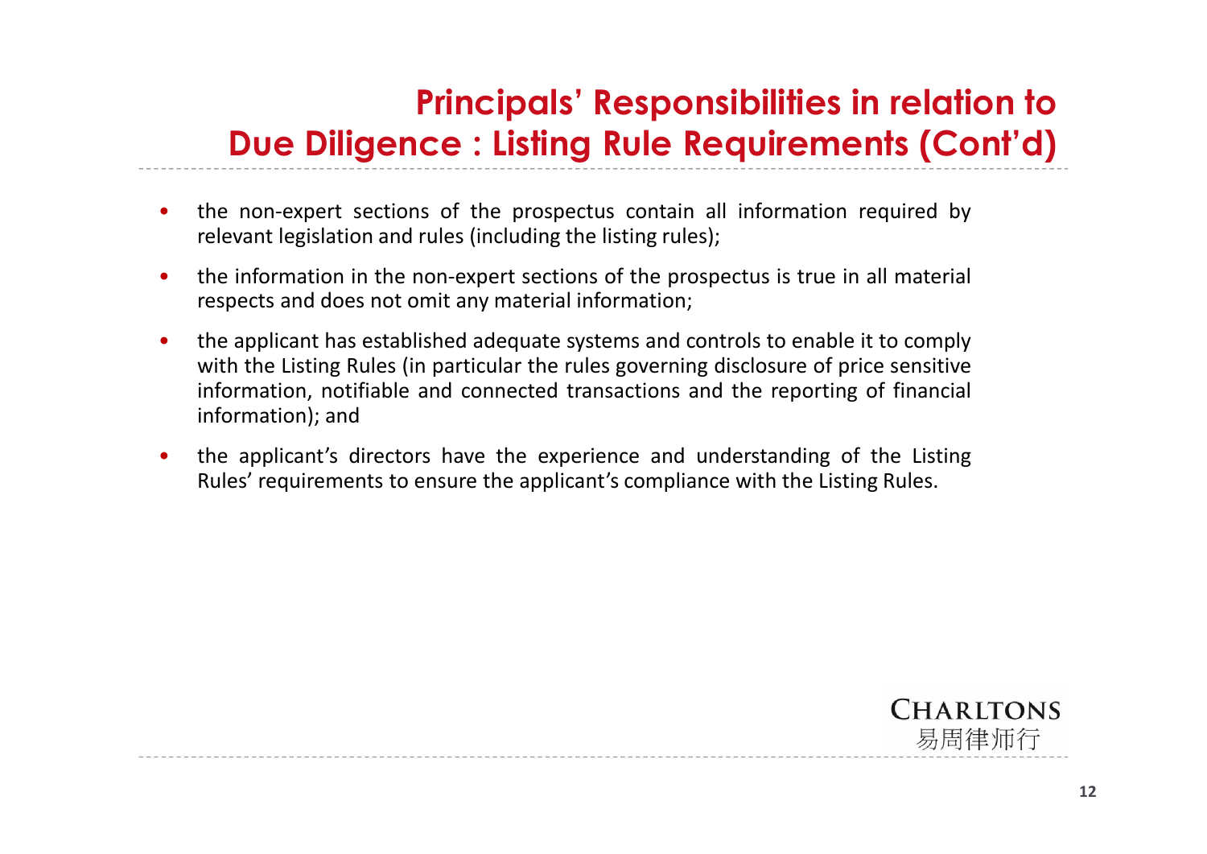# Principals' Responsibilities in relation to Due Diligence : Listing Rule Requirements (Cont'd)

- the non-expert sections of the prospectus contain all information required by relevant legislation and rules (including the listing rules);
- the information in the non-expert sections of the prospectus is true in all material respects and does not omit any material information;
- the applicant has established adequate systems and controls to enable it to comply with the Listing Rules (in particular the rules governing disclosure of price sensitive information, notifiable and connected transactions and the reporting of financial information); and
- the applicant's directors have the experience and understanding of the Listing Rules' requirements to ensure the applicant's compliance with the Listing Rules.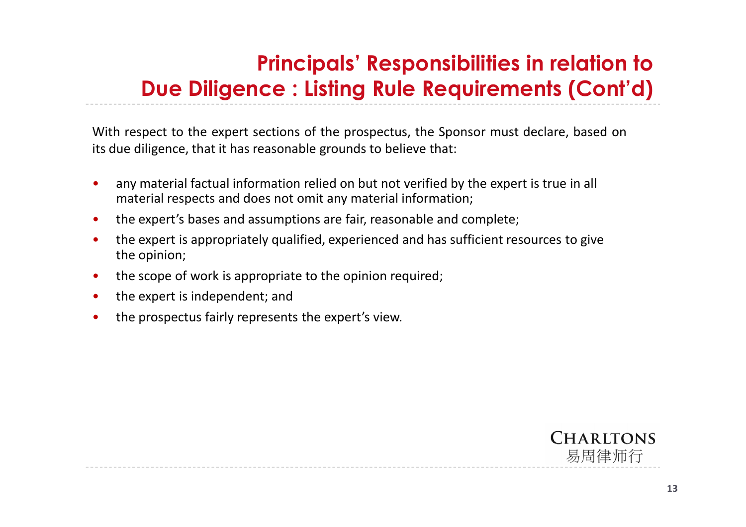# Principals' Responsibilities in relation to Due Diligence : Listing Rule Requirements (Cont'd)

With respect to the expert sections of the prospectus, the Sponsor must declare, based on its due diligence, that it has reasonable grounds to believe that:

- any material factual information relied on but not verified by the expert is true in all material respects and does not omit any material information;
- the expert's bases and assumptions are fair, reasonable and complete;
- the expert is appropriately qualified, experienced and has sufficient resources to give the opinion;
- the scope of work is appropriate to the opinion required;
- the expert is independent; and
- the prospectus fairly represents the expert's view.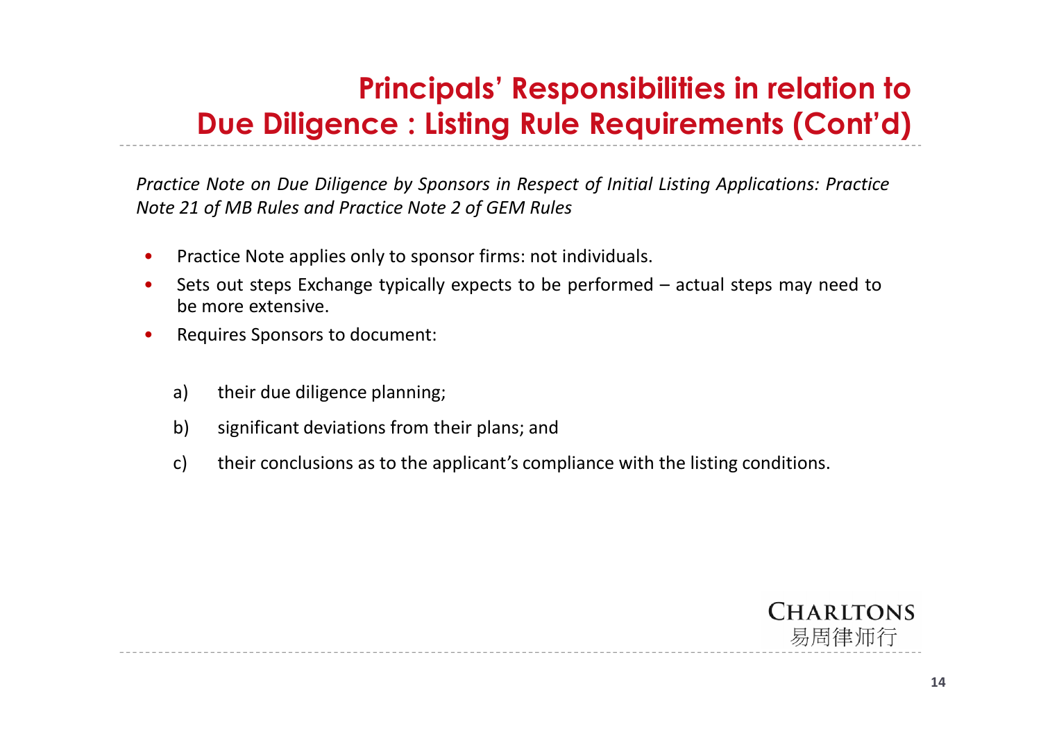# Principals' Responsibilities in relation to Due Diligence : Listing Rule Requirements (Cont'd)

*Practice Note on Due Diligence by Sponsors in Respect of Initial Listing Applications: Practice Note 21 of MB Rules and Practice Note 2 of GEM Rules*

- Practice Note applies only to sponsor firms: not individuals.
- Sets out steps Exchange typically expects to be performed – actual steps may need to be more extensive.
- Requires Sponsors to document:

  a) their due diligence planning;

  b) significant deviations from their plans; and

  c) their conclusions as to the applicant's compliance with the listing conditions.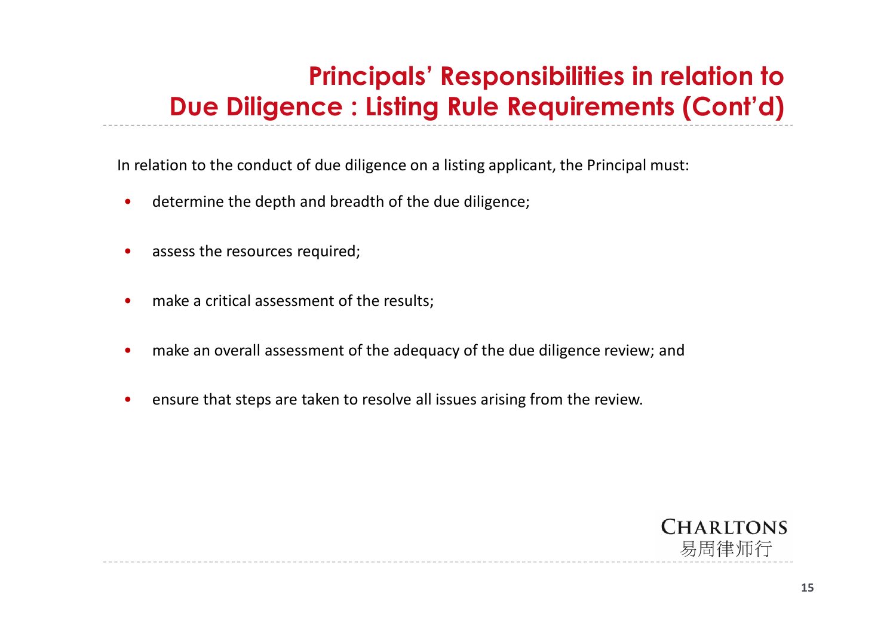# Principals' Responsibilities in relation to Due Diligence : Listing Rule Requirements (Cont'd)

In relation to the conduct of due diligence on a listing applicant, the Principal must:

- determine the depth and breadth of the due diligence;
- assess the resources required;
- make a critical assessment of the results;
- make an overall assessment of the adequacy of the due diligence review; and
- ensure that steps are taken to resolve all issues arising from the review.

CHARLTONS
易周律师行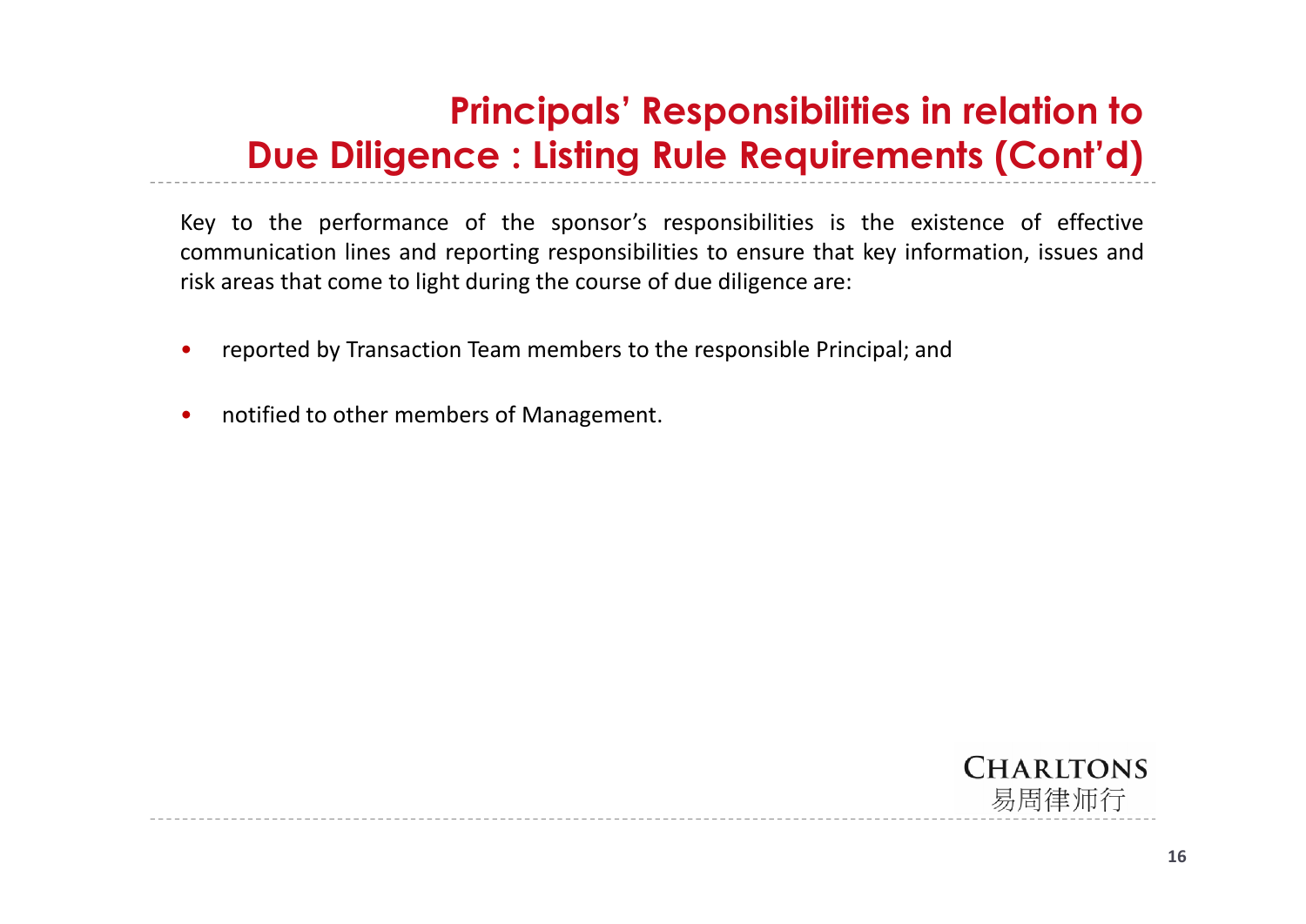# Principals' Responsibilities in relation to Due Diligence : Listing Rule Requirements (Cont'd)

Key to the performance of the sponsor's responsibilities is the existence of effective communication lines and reporting responsibilities to ensure that key information, issues and risk areas that come to light during the course of due diligence are:

- reported by Transaction Team members to the responsible Principal; and
- notified to other members of Management.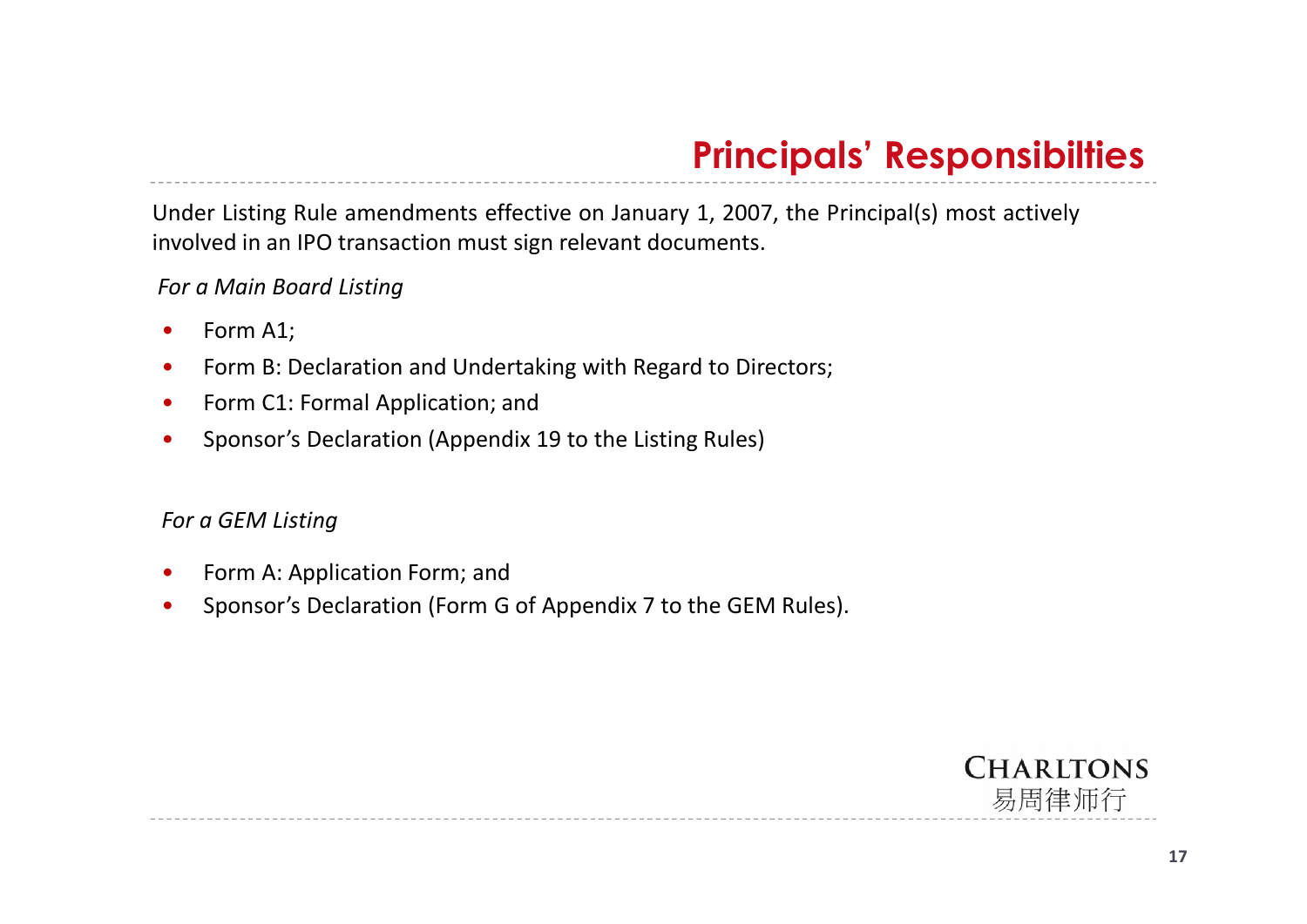# Principals' Responsibilties

Under Listing Rule amendments effective on January 1, 2007, the Principal(s) most actively involved in an IPO transaction must sign relevant documents.

*For a Main Board Listing*

- Form A1;
- Form B: Declaration and Undertaking with Regard to Directors;
- Form C1: Formal Application; and
- Sponsor's Declaration (Appendix 19 to the Listing Rules)

*For a GEM Listing*

- Form A: Application Form; and
- Sponsor's Declaration (Form G of Appendix 7 to the GEM Rules).

CHARLTONS
易周律师行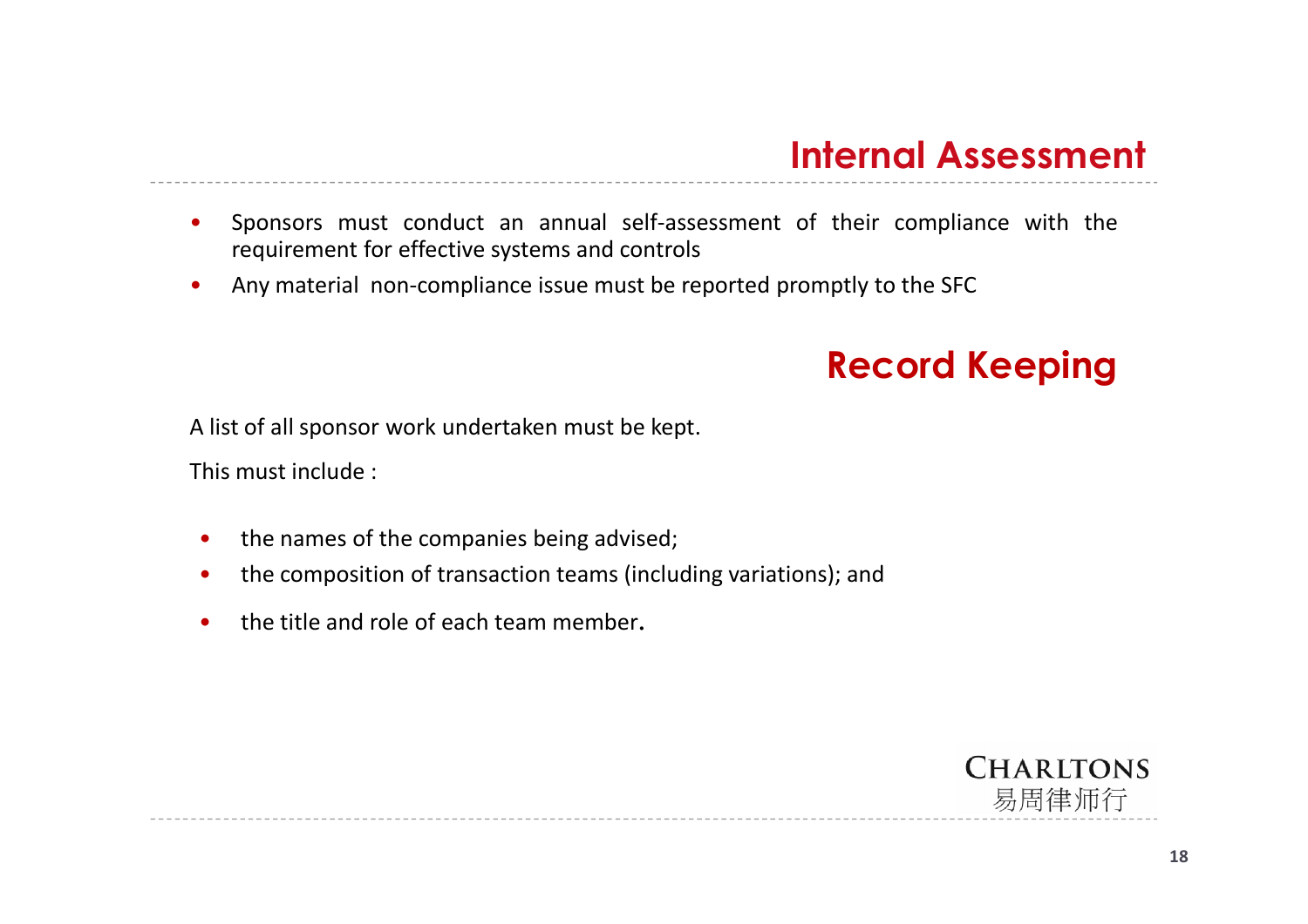## Internal Assessment

- Sponsors must conduct an annual self-assessment of their compliance with the requirement for effective systems and controls
- Any material non-compliance issue must be reported promptly to the SFC

## Record Keeping

A list of all sponsor work undertaken must be kept.

This must include :

- the names of the companies being advised;
- the composition of transaction teams (including variations); and
- the title and role of each team member.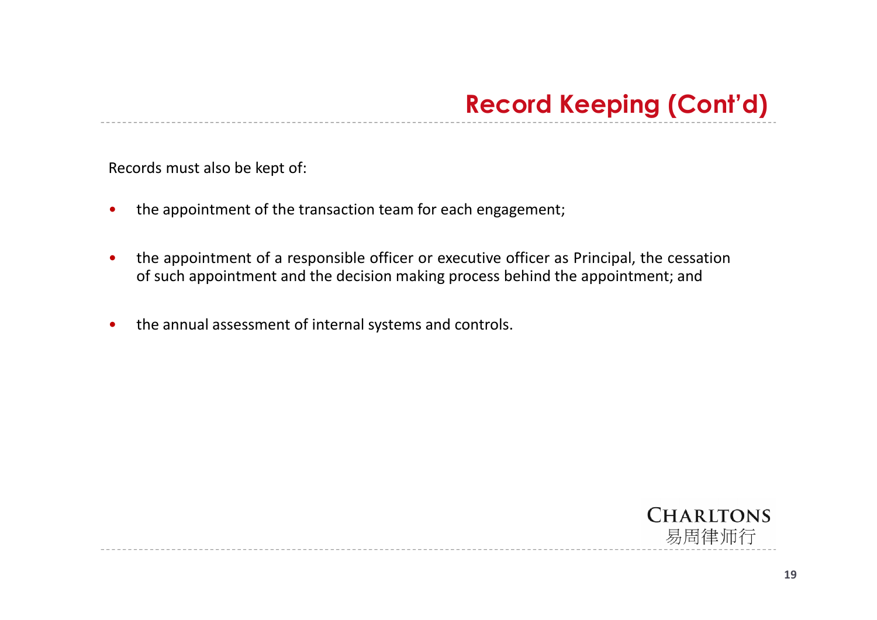# Record Keeping (Cont'd)

Records must also be kept of:

- the appointment of the transaction team for each engagement;
- the appointment of a responsible officer or executive officer as Principal, the cessation of such appointment and the decision making process behind the appointment; and
- the annual assessment of internal systems and controls.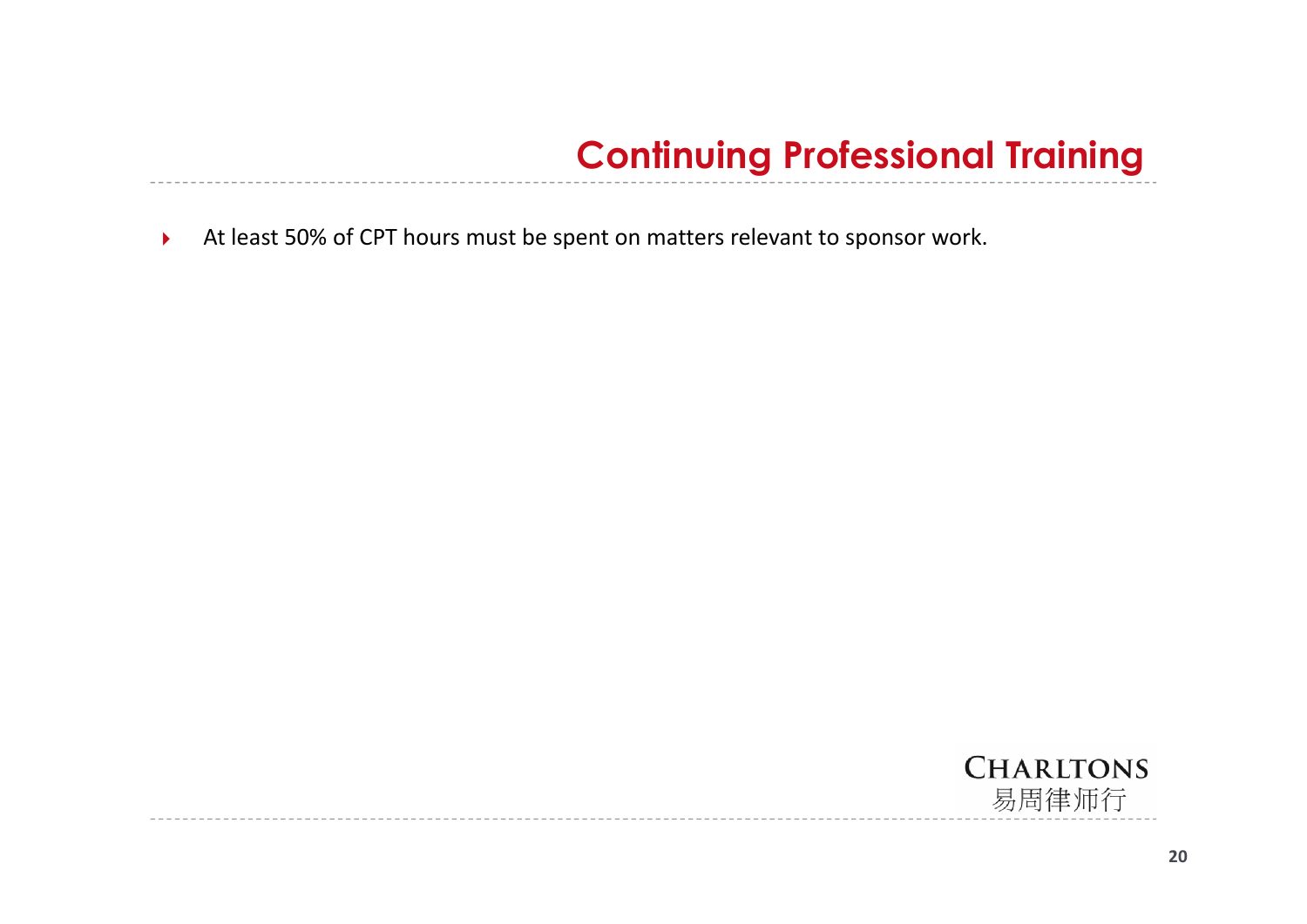# Continuing Professional Training

- At least 50% of CPT hours must be spent on matters relevant to sponsor work.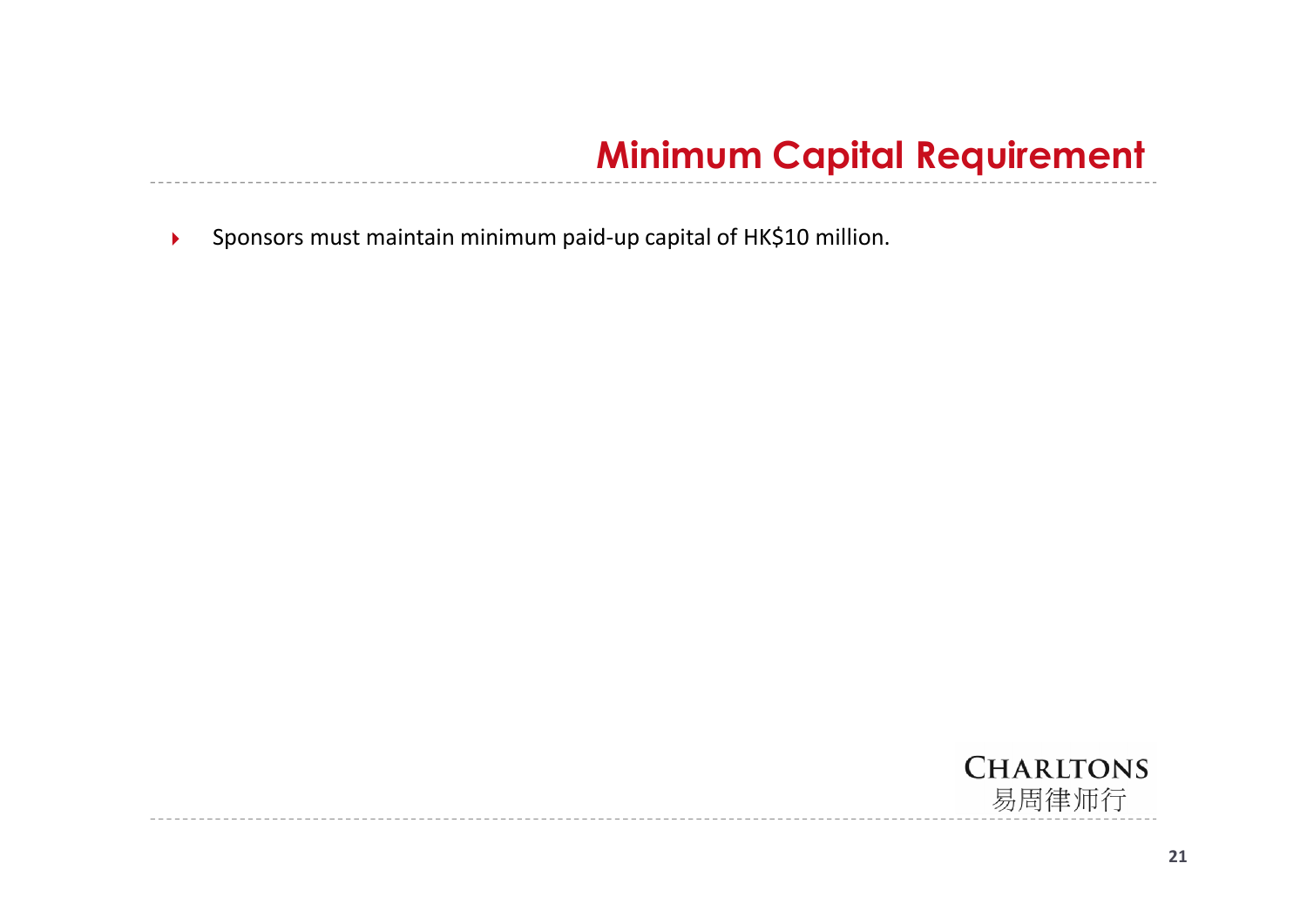# Minimum Capital Requirement

- Sponsors must maintain minimum paid-up capital of HK$10 million.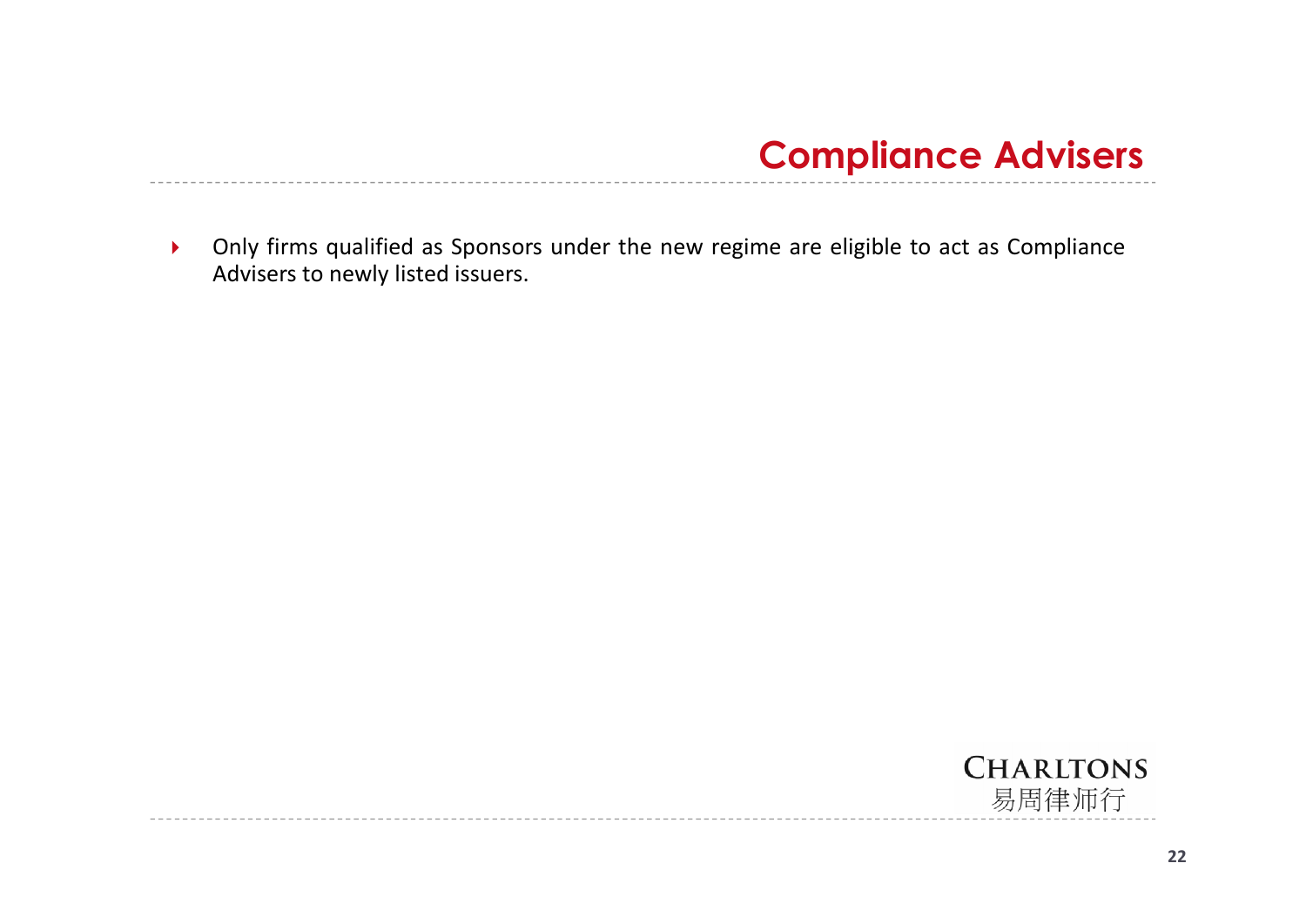# Compliance Advisers

- Only firms qualified as Sponsors under the new regime are eligible to act as Compliance Advisers to newly listed issuers.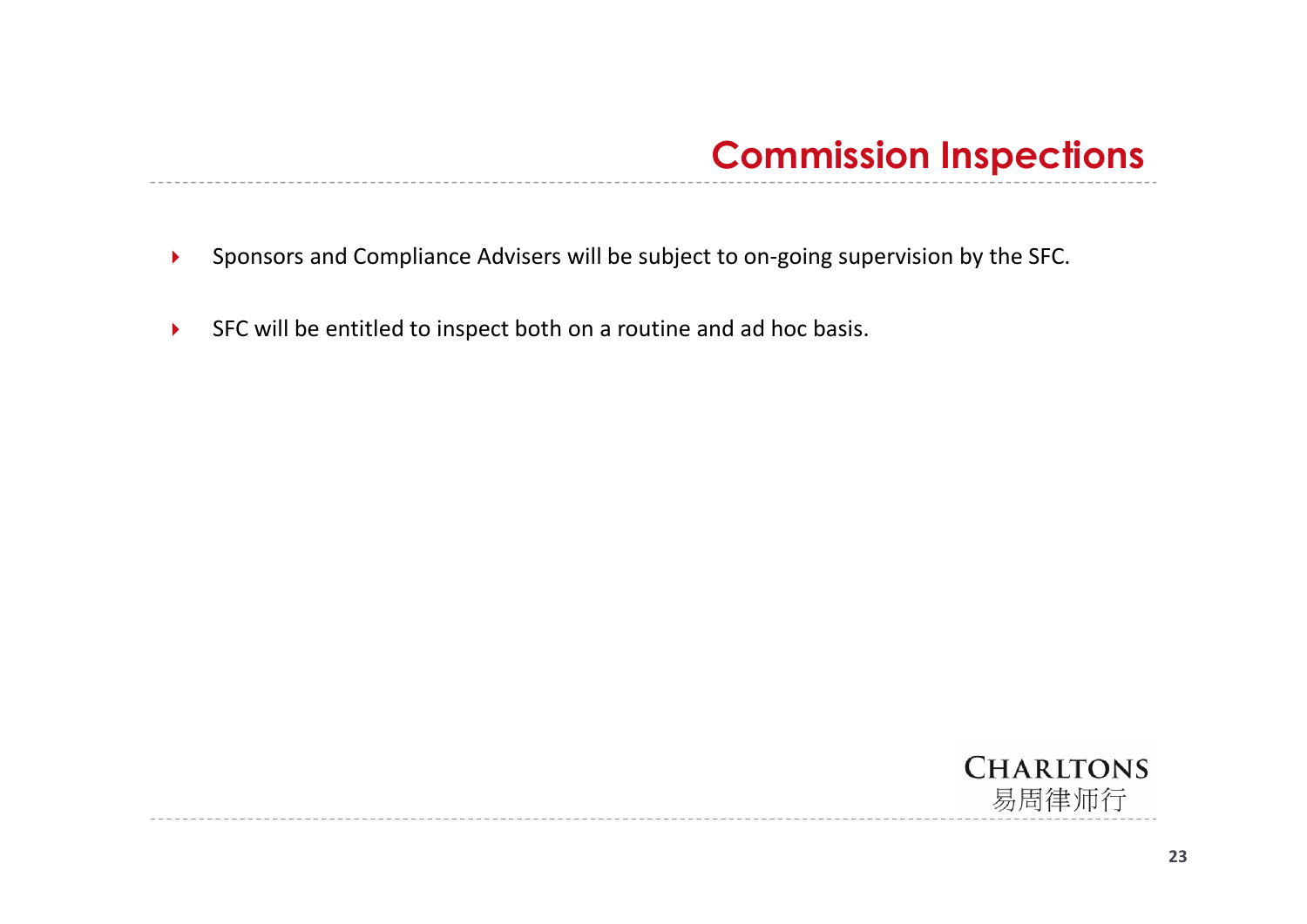# Commission Inspections

- Sponsors and Compliance Advisers will be subject to on-going supervision by the SFC.
- SFC will be entitled to inspect both on a routine and ad hoc basis.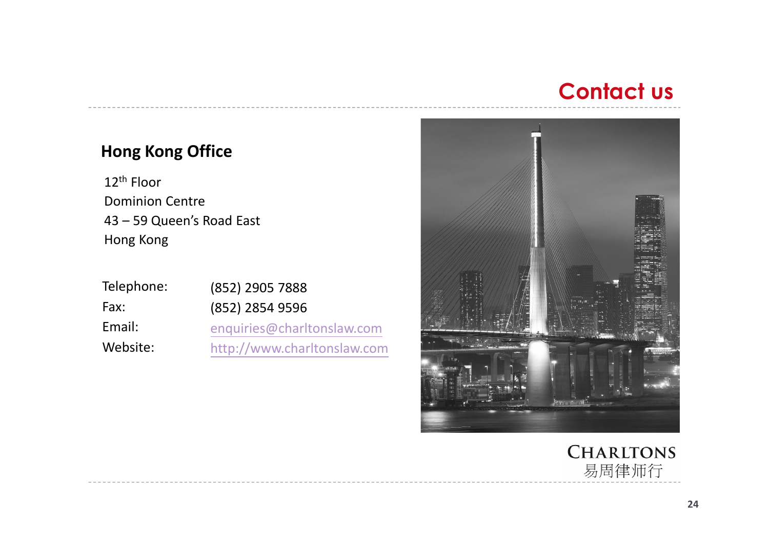# Contact us

## Hong Kong Office

12th Floor
Dominion Centre
43 – 59 Queen's Road East
Hong Kong

| | |
|---|---|
| Telephone: | (852) 2905 7888 |
| Fax: | (852) 2854 9596 |
| Email: | enquiries@charltonslaw.com |
| Website: | http://www.charltonslaw.com |

CHARLTONS
易周律师行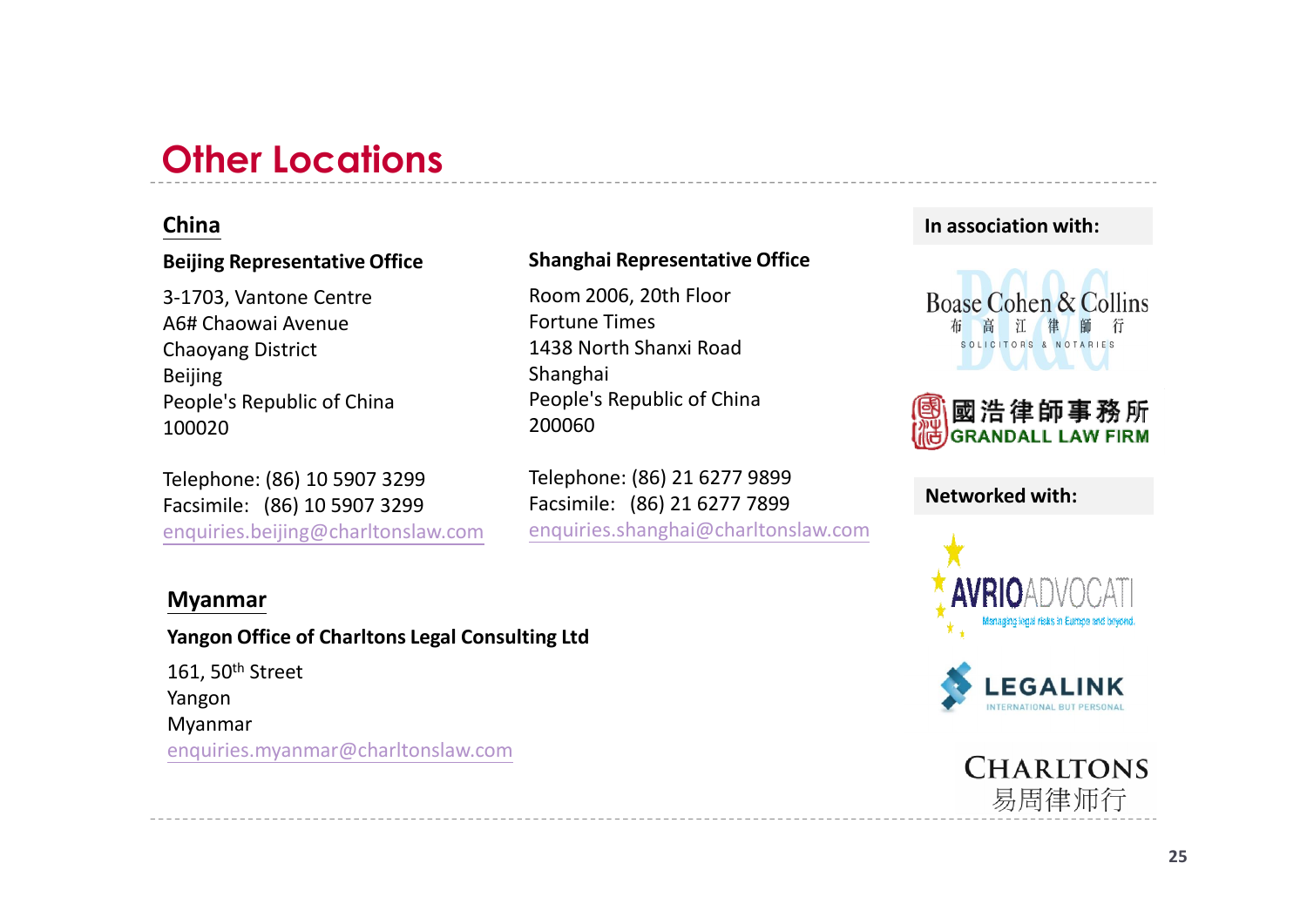# Other Locations

## China

### Beijing Representative Office

3-1703, Vantone Centre
A6# Chaowai Avenue
Chaoyang District
Beijing
People's Republic of China
100020

Telephone: (86) 10 5907 3299
Facsimile: (86) 10 5907 3299
enquiries.beijing@charltonslaw.com

### Shanghai Representative Office

Room 2006, 20th Floor
Fortune Times
1438 North Shanxi Road
Shanghai
People's Republic of China
200060

Telephone: (86) 21 6277 9899
Facsimile: (86) 21 6277 7899
enquiries.shanghai@charltonslaw.com

## Myanmar

### Yangon Office of Charltons Legal Consulting Ltd

161, 50th Street
Yangon
Myanmar
enquiries.myanmar@charltonslaw.com

**In association with:**

Boase Cohen & Collins
布高江律師行
SOLICITORS & NOTARIES

國浩律師事務所
GRANDALL LAW FIRM

**Networked with:**

AVRIOADVOCATI
Managing legal risks in Europe and beyond.

LEGALINK
INTERNATIONAL BUT PERSONAL

CHARLTONS
易周律师行